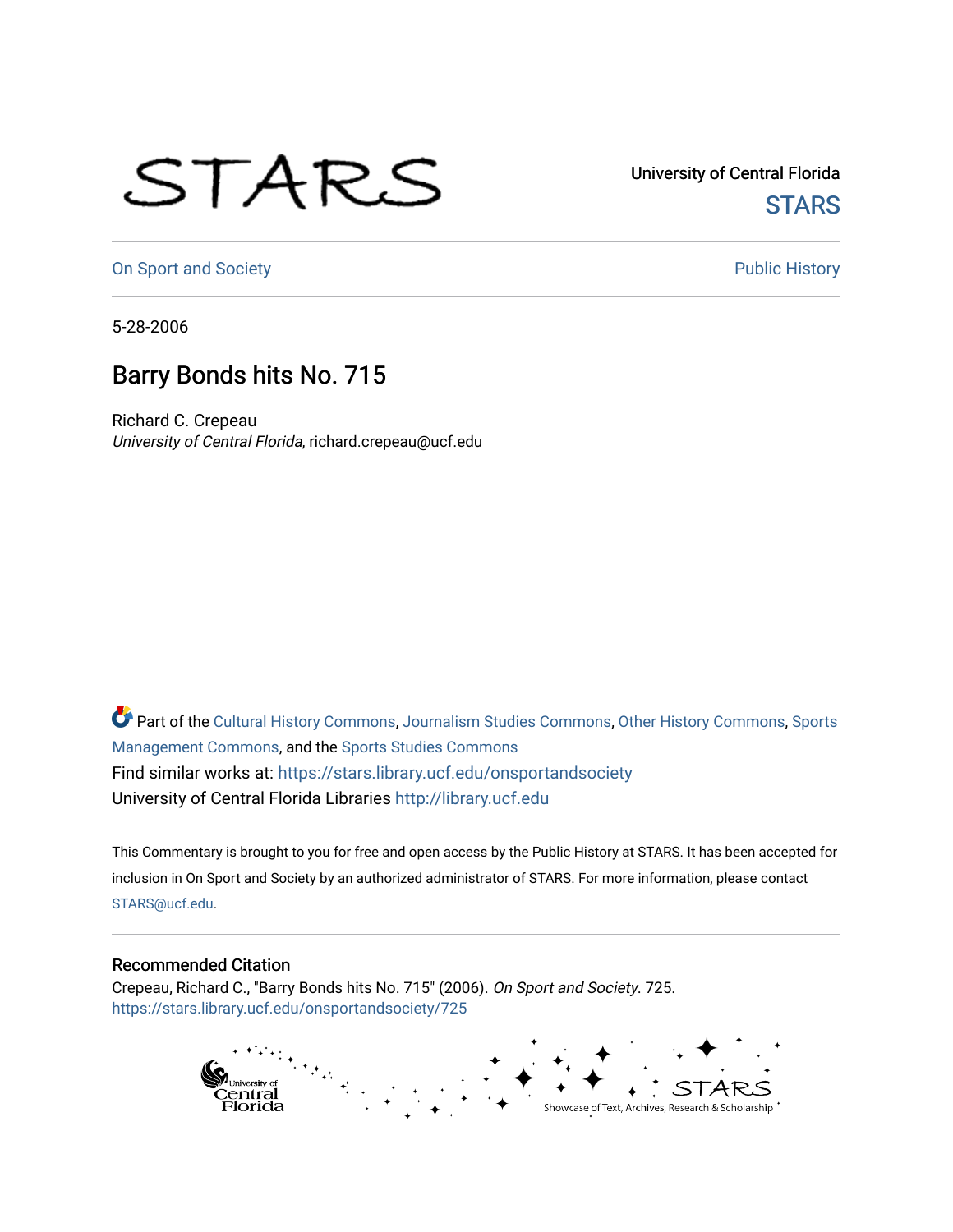University of Central Florida

STARS

On Sport and Society

Public History

5-28-2006

# Barry Bonds hits No. 715

Richard C. Crepeau

*University of Central Florida*, richard.crepeau@ucf.edu

Part of the Cultural History Commons, Journalism Studies Commons, Other History Commons, Sports Management Commons, and the Sports Studies Commons

Find similar works at: https://stars.library.ucf.edu/onsportandsociety

University of Central Florida Libraries http://library.ucf.edu

This Commentary is brought to you for free and open access by the Public History at STARS. It has been accepted for inclusion in On Sport and Society by an authorized administrator of STARS. For more information, please contact STARS@ucf.edu.

## Recommended Citation

Crepeau, Richard C., "Barry Bonds hits No. 715" (2006). *On Sport and Society*. 725.
https://stars.library.ucf.edu/onsportandsociety/725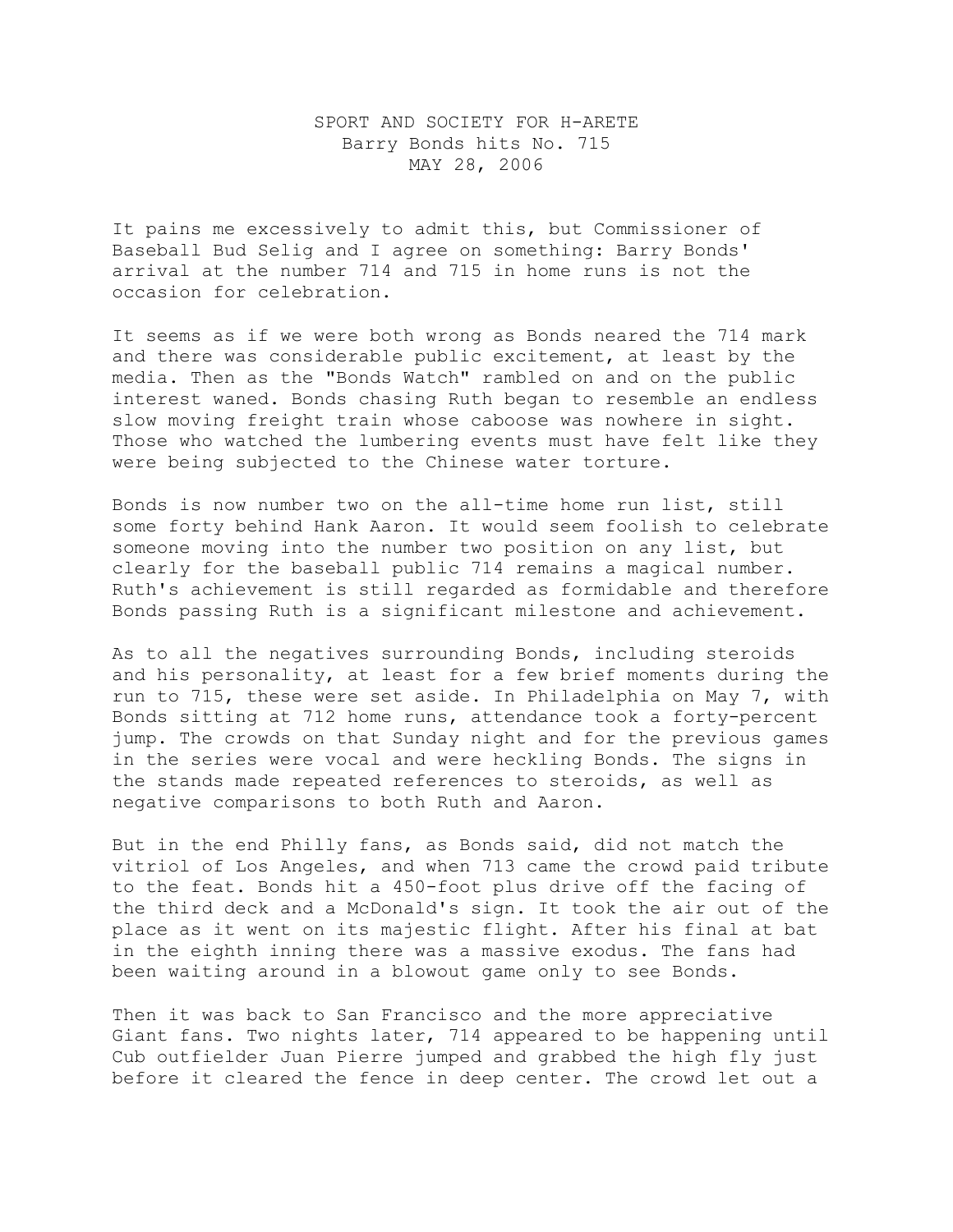# SPORT AND SOCIETY FOR H-ARETE
## Barry Bonds hits No. 715
### MAY 28, 2006

It pains me excessively to admit this, but Commissioner of Baseball Bud Selig and I agree on something: Barry Bonds' arrival at the number 714 and 715 in home runs is not the occasion for celebration.

It seems as if we were both wrong as Bonds neared the 714 mark and there was considerable public excitement, at least by the media. Then as the "Bonds Watch" rambled on and on the public interest waned. Bonds chasing Ruth began to resemble an endless slow moving freight train whose caboose was nowhere in sight. Those who watched the lumbering events must have felt like they were being subjected to the Chinese water torture.

Bonds is now number two on the all-time home run list, still some forty behind Hank Aaron. It would seem foolish to celebrate someone moving into the number two position on any list, but clearly for the baseball public 714 remains a magical number. Ruth's achievement is still regarded as formidable and therefore Bonds passing Ruth is a significant milestone and achievement.

As to all the negatives surrounding Bonds, including steroids and his personality, at least for a few brief moments during the run to 715, these were set aside. In Philadelphia on May 7, with Bonds sitting at 712 home runs, attendance took a forty-percent jump. The crowds on that Sunday night and for the previous games in the series were vocal and were heckling Bonds. The signs in the stands made repeated references to steroids, as well as negative comparisons to both Ruth and Aaron.

But in the end Philly fans, as Bonds said, did not match the vitriol of Los Angeles, and when 713 came the crowd paid tribute to the feat. Bonds hit a 450-foot plus drive off the facing of the third deck and a McDonald's sign. It took the air out of the place as it went on its majestic flight. After his final at bat in the eighth inning there was a massive exodus. The fans had been waiting around in a blowout game only to see Bonds.

Then it was back to San Francisco and the more appreciative Giant fans. Two nights later, 714 appeared to be happening until Cub outfielder Juan Pierre jumped and grabbed the high fly just before it cleared the fence in deep center. The crowd let out a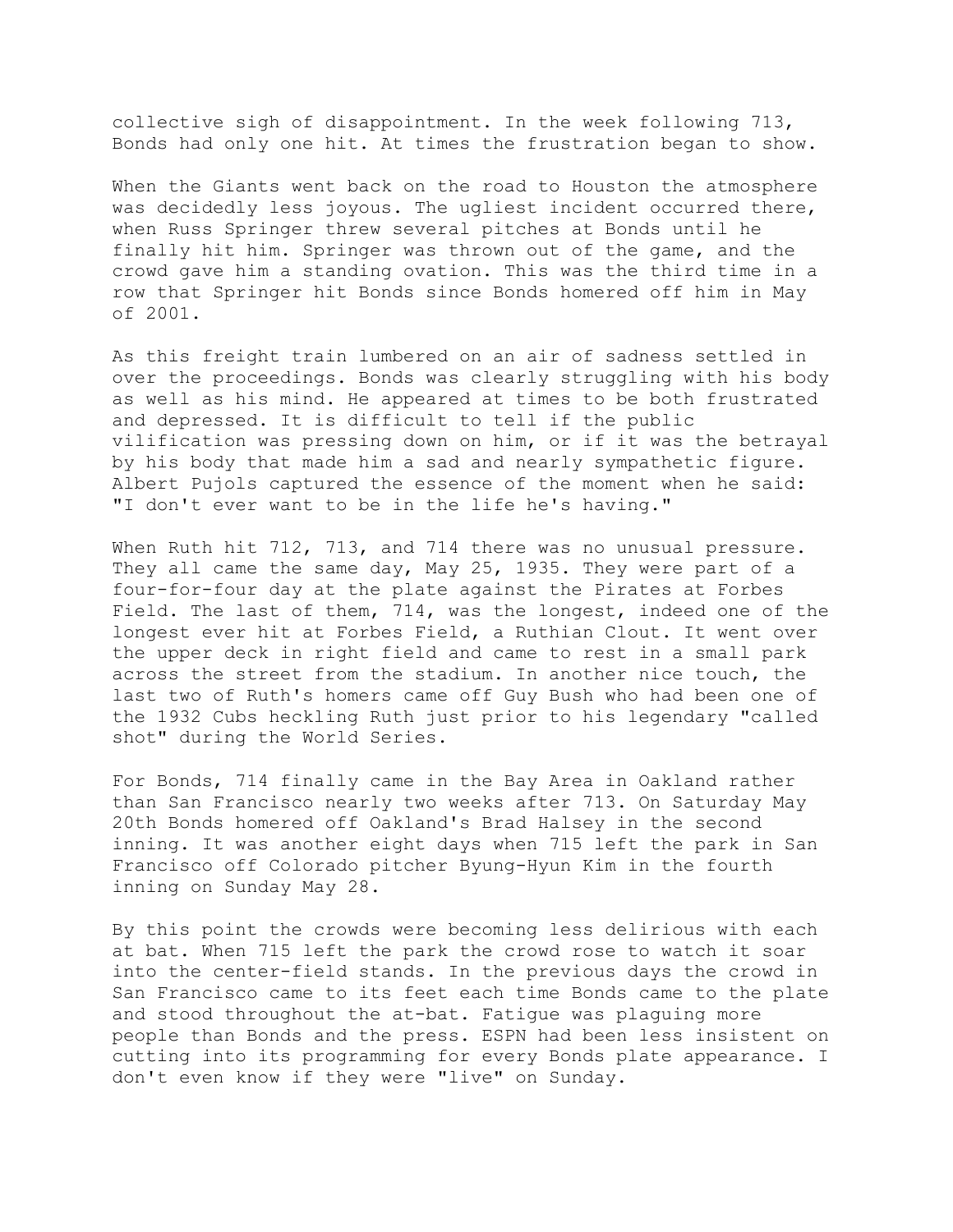collective sigh of disappointment. In the week following 713, Bonds had only one hit. At times the frustration began to show.

When the Giants went back on the road to Houston the atmosphere was decidedly less joyous. The ugliest incident occurred there, when Russ Springer threw several pitches at Bonds until he finally hit him. Springer was thrown out of the game, and the crowd gave him a standing ovation. This was the third time in a row that Springer hit Bonds since Bonds homered off him in May of 2001.

As this freight train lumbered on an air of sadness settled in over the proceedings. Bonds was clearly struggling with his body as well as his mind. He appeared at times to be both frustrated and depressed. It is difficult to tell if the public vilification was pressing down on him, or if it was the betrayal by his body that made him a sad and nearly sympathetic figure. Albert Pujols captured the essence of the moment when he said: "I don't ever want to be in the life he's having."

When Ruth hit 712, 713, and 714 there was no unusual pressure. They all came the same day, May 25, 1935. They were part of a four-for-four day at the plate against the Pirates at Forbes Field. The last of them, 714, was the longest, indeed one of the longest ever hit at Forbes Field, a Ruthian Clout. It went over the upper deck in right field and came to rest in a small park across the street from the stadium. In another nice touch, the last two of Ruth's homers came off Guy Bush who had been one of the 1932 Cubs heckling Ruth just prior to his legendary "called shot" during the World Series.

For Bonds, 714 finally came in the Bay Area in Oakland rather than San Francisco nearly two weeks after 713. On Saturday May 20th Bonds homered off Oakland's Brad Halsey in the second inning. It was another eight days when 715 left the park in San Francisco off Colorado pitcher Byung-Hyun Kim in the fourth inning on Sunday May 28.

By this point the crowds were becoming less delirious with each at bat. When 715 left the park the crowd rose to watch it soar into the center-field stands. In the previous days the crowd in San Francisco came to its feet each time Bonds came to the plate and stood throughout the at-bat. Fatigue was plaguing more people than Bonds and the press. ESPN had been less insistent on cutting into its programming for every Bonds plate appearance. I don't even know if they were "live" on Sunday.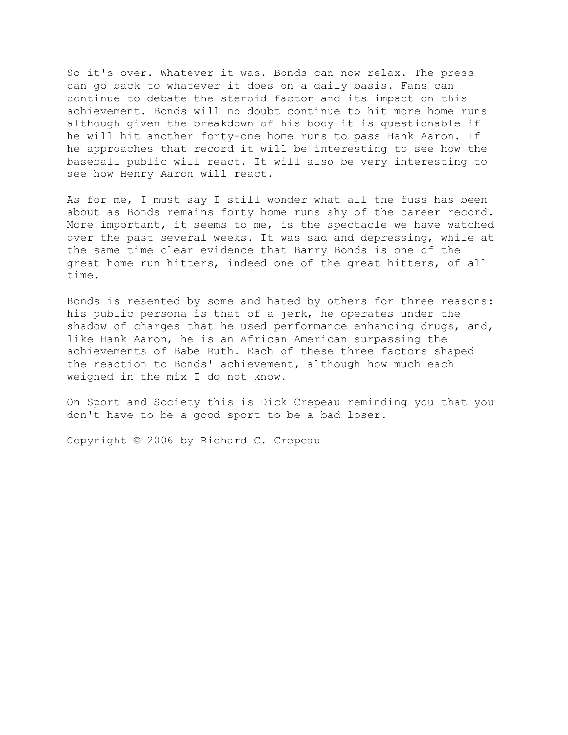So it's over. Whatever it was. Bonds can now relax. The press can go back to whatever it does on a daily basis. Fans can continue to debate the steroid factor and its impact on this achievement. Bonds will no doubt continue to hit more home runs although given the breakdown of his body it is questionable if he will hit another forty-one home runs to pass Hank Aaron. If he approaches that record it will be interesting to see how the baseball public will react. It will also be very interesting to see how Henry Aaron will react.

As for me, I must say I still wonder what all the fuss has been about as Bonds remains forty home runs shy of the career record. More important, it seems to me, is the spectacle we have watched over the past several weeks. It was sad and depressing, while at the same time clear evidence that Barry Bonds is one of the great home run hitters, indeed one of the great hitters, of all time.

Bonds is resented by some and hated by others for three reasons: his public persona is that of a jerk, he operates under the shadow of charges that he used performance enhancing drugs, and, like Hank Aaron, he is an African American surpassing the achievements of Babe Ruth. Each of these three factors shaped the reaction to Bonds' achievement, although how much each weighed in the mix I do not know.

On Sport and Society this is Dick Crepeau reminding you that you don't have to be a good sport to be a bad loser.

Copyright © 2006 by Richard C. Crepeau